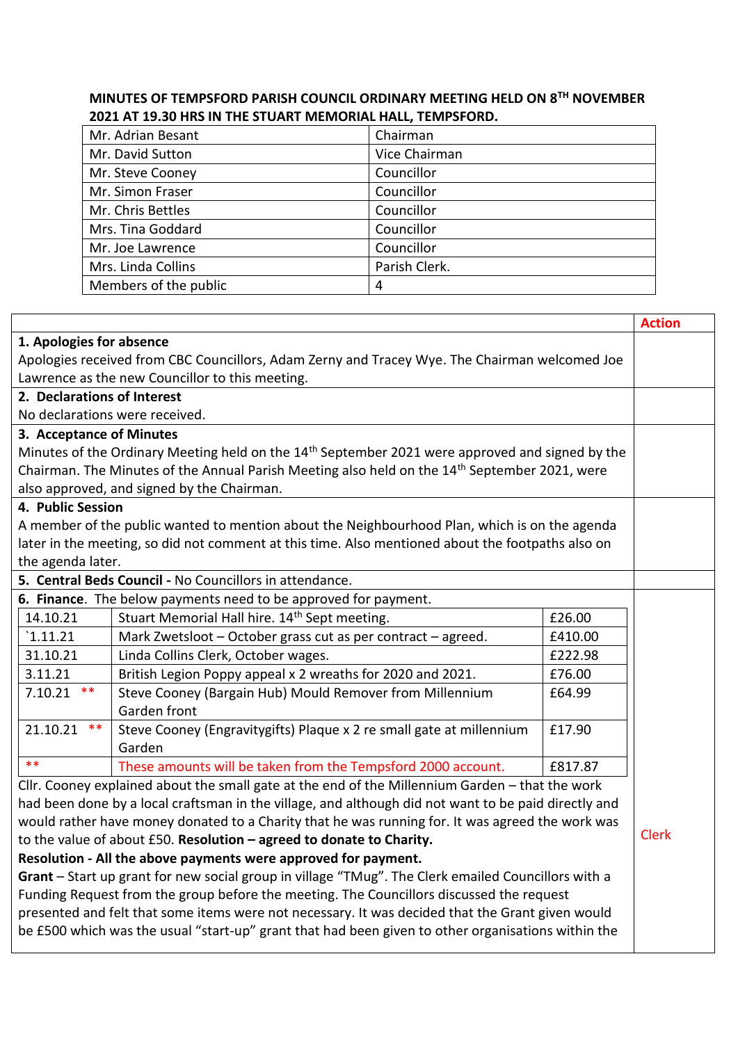**MINUTES OF TEMPSFORD PARISH COUNCIL ORDINARY MEETING HELD ON 8TH NOVEMBER 2021 AT 19.30 HRS IN THE STUART MEMORIAL HALL, TEMPSFORD.**

| | |
|---|---|
| Mr. Adrian Besant | Chairman |
| Mr. David Sutton | Vice Chairman |
| Mr. Steve Cooney | Councillor |
| Mr. Simon Fraser | Councillor |
| Mr. Chris Bettles | Councillor |
| Mrs. Tina Goddard | Councillor |
| Mr. Joe Lawrence | Councillor |
| Mrs. Linda Collins | Parish Clerk. |
| Members of the public | 4 |

| | Action |
|---|---|
| **1. Apologies for absence**<br>Apologies received from CBC Councillors, Adam Zerny and Tracey Wye. The Chairman welcomed Joe Lawrence as the new Councillor to this meeting. | |
| **2. Declarations of Interest**<br>No declarations were received. | |
| **3. Acceptance of Minutes**<br>Minutes of the Ordinary Meeting held on the 14th September 2021 were approved and signed by the Chairman. The Minutes of the Annual Parish Meeting also held on the 14th September 2021, were also approved, and signed by the Chairman. | |
| **4. Public Session**<br>A member of the public wanted to mention about the Neighbourhood Plan, which is on the agenda later in the meeting, so did not comment at this time. Also mentioned about the footpaths also on the agenda later. | |
| **5. Central Beds Council -** No Councillors in attendance. | |
| **6. Finance**. The below payments need to be approved for payment. | Clerk |

| Date | Description | Amount |
|---|---|---|
| 14.10.21 | Stuart Memorial Hall hire. 14th Sept meeting. | £26.00 |
| `1.11.21 | Mark Zwetsloot – October grass cut as per contract – agreed. | £410.00 |
| 31.10.21 | Linda Collins Clerk, October wages. | £222.98 |
| 3.11.21 | British Legion Poppy appeal x 2 wreaths for 2020 and 2021. | £76.00 |
| 7.10.21 ** | Steve Cooney (Bargain Hub) Mould Remover from Millennium Garden front | £64.99 |
| 21.10.21 ** | Steve Cooney (Engravitygifts) Plaque x 2 re small gate at millennium Garden | £17.90 |
| ** | These amounts will be taken from the Tempsford 2000 account. | £817.87 |

Cllr. Cooney explained about the small gate at the end of the Millennium Garden – that the work had been done by a local craftsman in the village, and although did not want to be paid directly and would rather have money donated to a Charity that he was running for. It was agreed the work was to the value of about £50. **Resolution – agreed to donate to Charity.**

**Resolution - All the above payments were approved for payment.**

**Grant** – Start up grant for new social group in village "TMug". The Clerk emailed Councillors with a Funding Request from the group before the meeting. The Councillors discussed the request presented and felt that some items were not necessary. It was decided that the Grant given would be £500 which was the usual "start-up" grant that had been given to other organisations within the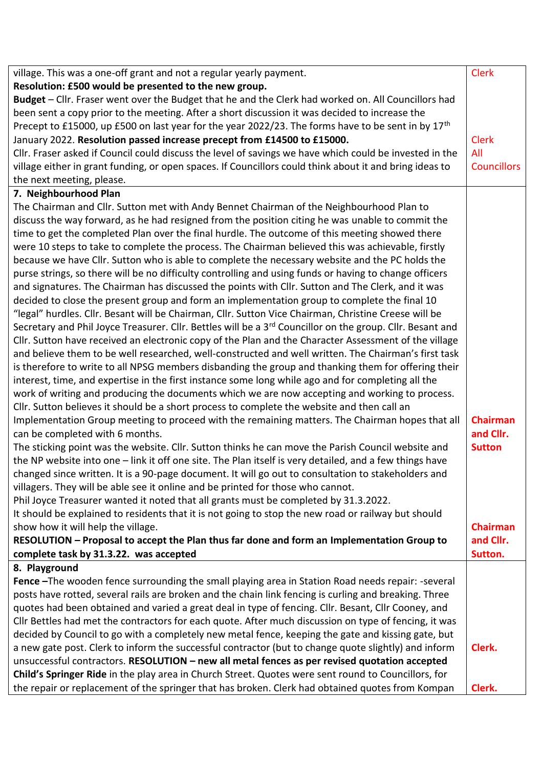| | |
|---|---|
| village. This was a one-off grant and not a regular yearly payment.<br>**Resolution: £500 would be presented to the new group.**<br>**Budget** – Cllr. Fraser went over the Budget that he and the Clerk had worked on. All Councillors had been sent a copy prior to the meeting. After a short discussion it was decided to increase the Precept to £15000, up £500 on last year for the year 2022/23. The forms have to be sent in by 17th January 2022. **Resolution passed increase precept from £14500 to £15000.**<br>Cllr. Fraser asked if Council could discuss the level of savings we have which could be invested in the village either in grant funding, or open spaces. If Councillors could think about it and bring ideas to the next meeting, please. | Clerk<br><br><br><br>Clerk<br>All Councillors |
| **7. Neighbourhood Plan**<br>The Chairman and Cllr. Sutton met with Andy Bennet Chairman of the Neighbourhood Plan to discuss the way forward, as he had resigned from the position citing he was unable to commit the time to get the completed Plan over the final hurdle. The outcome of this meeting showed there were 10 steps to take to complete the process. The Chairman believed this was achievable, firstly because we have Cllr. Sutton who is able to complete the necessary website and the PC holds the purse strings, so there will be no difficulty controlling and using funds or having to change officers and signatures. The Chairman has discussed the points with Cllr. Sutton and The Clerk, and it was decided to close the present group and form an implementation group to complete the final 10 "legal" hurdles. Cllr. Besant will be Chairman, Cllr. Sutton Vice Chairman, Christine Creese will be Secretary and Phil Joyce Treasurer. Cllr. Bettles will be a 3rd Councillor on the group. Cllr. Besant and Cllr. Sutton have received an electronic copy of the Plan and the Character Assessment of the village and believe them to be well researched, well-constructed and well written. The Chairman's first task is therefore to write to all NPSG members disbanding the group and thanking them for offering their interest, time, and expertise in the first instance some long while ago and for completing all the work of writing and producing the documents which we are now accepting and working to process. Cllr. Sutton believes it should be a short process to complete the website and then call an Implementation Group meeting to proceed with the remaining matters. The Chairman hopes that all can be completed with 6 months.<br>The sticking point was the website. Cllr. Sutton thinks he can move the Parish Council website and the NP website into one – link it off one site. The Plan itself is very detailed, and a few things have changed since written. It is a 90-page document. It will go out to consultation to stakeholders and villagers. They will be able see it online and be printed for those who cannot.<br>Phil Joyce Treasurer wanted it noted that all grants must be completed by 31.3.2022.<br>It should be explained to residents that it is not going to stop the new road or railway but should show how it will help the village.<br>**RESOLUTION – Proposal to accept the Plan thus far done and form an Implementation Group to complete task by 31.3.22. was accepted** | **Chairman and Cllr. Sutton**<br><br><br><br><br>**Chairman and Cllr. Sutton.** |
| **8. Playground**<br>**Fence** –The wooden fence surrounding the small playing area in Station Road needs repair: -several posts have rotted, several rails are broken and the chain link fencing is curling and breaking. Three quotes had been obtained and varied a great deal in type of fencing. Cllr. Besant, Cllr Cooney, and Cllr Bettles had met the contractors for each quote. After much discussion on type of fencing, it was decided by Council to go with a completely new metal fence, keeping the gate and kissing gate, but a new gate post. Clerk to inform the successful contractor (but to change quote slightly) and inform unsuccessful contractors. **RESOLUTION – new all metal fences as per revised quotation accepted**<br>**Child's Springer Ride** in the play area in Church Street. Quotes were sent round to Councillors, for the repair or replacement of the springer that has broken. Clerk had obtained quotes from Kompan | **Clerk.**<br><br><br>**Clerk.** |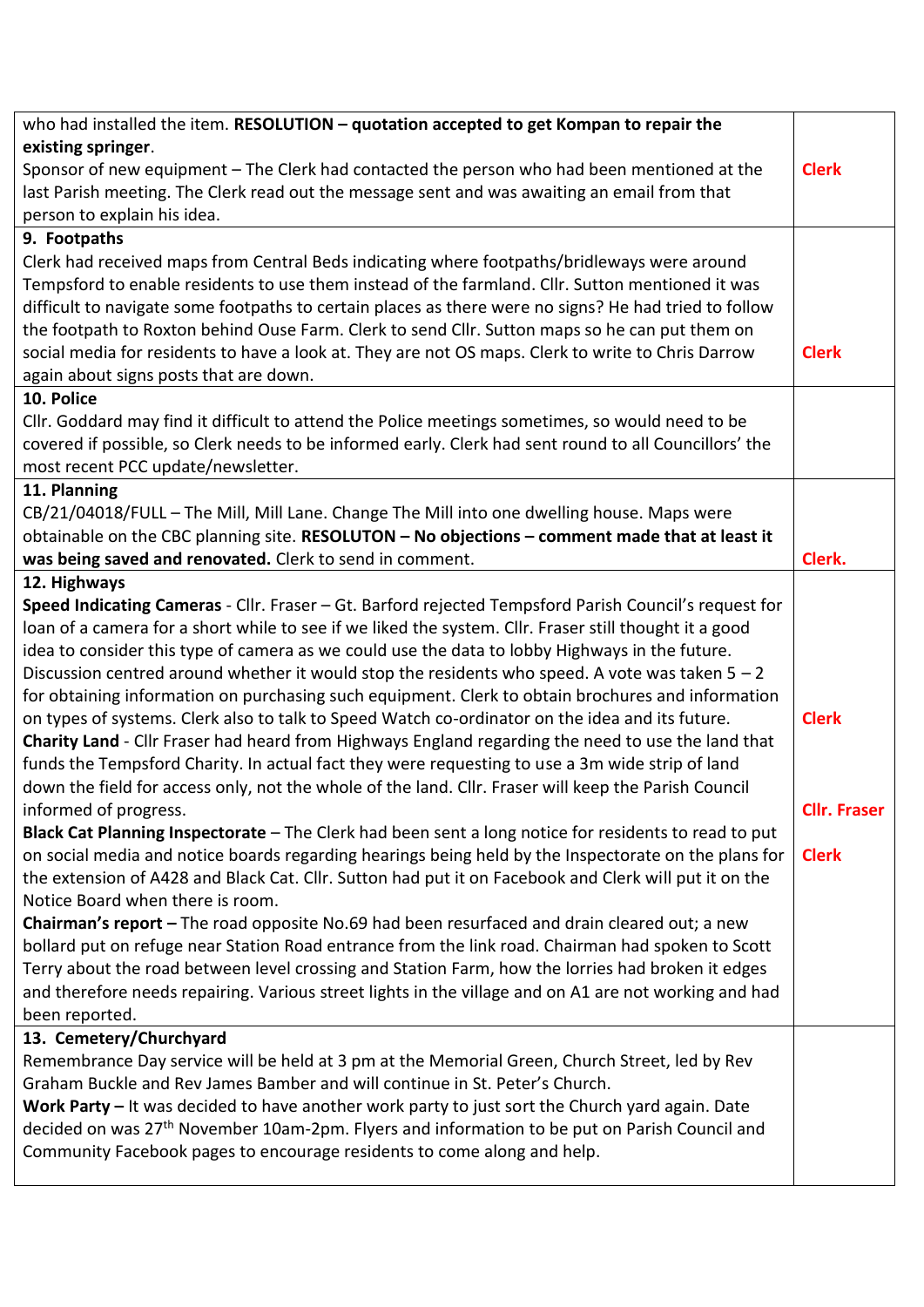| | |
|---|---|
| who had installed the item. **RESOLUTION – quotation accepted to get Kompan to repair the existing springer**.<br>Sponsor of new equipment – The Clerk had contacted the person who had been mentioned at the last Parish meeting. The Clerk read out the message sent and was awaiting an email from that person to explain his idea. | <br>**Clerk** |
| **9. Footpaths**<br>Clerk had received maps from Central Beds indicating where footpaths/bridleways were around Tempsford to enable residents to use them instead of the farmland. Cllr. Sutton mentioned it was difficult to navigate some footpaths to certain places as there were no signs? He had tried to follow the footpath to Roxton behind Ouse Farm. Clerk to send Cllr. Sutton maps so he can put them on social media for residents to have a look at. They are not OS maps. Clerk to write to Chris Darrow again about signs posts that are down. | <br>**Clerk** |
| **10. Police**<br>Cllr. Goddard may find it difficult to attend the Police meetings sometimes, so would need to be covered if possible, so Clerk needs to be informed early. Clerk had sent round to all Councillors' the most recent PCC update/newsletter. | |
| **11. Planning**<br>CB/21/04018/FULL – The Mill, Mill Lane. Change The Mill into one dwelling house. Maps were obtainable on the CBC planning site. **RESOLUTON – No objections – comment made that at least it was being saved and renovated.** Clerk to send in comment. | <br>**Clerk.** |
| **12. Highways**<br>**Speed Indicating Cameras** - Cllr. Fraser – Gt. Barford rejected Tempsford Parish Council's request for loan of a camera for a short while to see if we liked the system. Cllr. Fraser still thought it a good idea to consider this type of camera as we could use the data to lobby Highways in the future. Discussion centred around whether it would stop the residents who speed. A vote was taken 5 – 2 for obtaining information on purchasing such equipment. Clerk to obtain brochures and information on types of systems. Clerk also to talk to Speed Watch co-ordinator on the idea and its future.<br>**Charity Land** - Cllr Fraser had heard from Highways England regarding the need to use the land that funds the Tempsford Charity. In actual fact they were requesting to use a 3m wide strip of land down the field for access only, not the whole of the land. Cllr. Fraser will keep the Parish Council informed of progress.<br>**Black Cat Planning Inspectorate** – The Clerk had been sent a long notice for residents to read to put on social media and notice boards regarding hearings being held by the Inspectorate on the plans for the extension of A428 and Black Cat. Cllr. Sutton had put it on Facebook and Clerk will put it on the Notice Board when there is room.<br>**Chairman's report –** The road opposite No.69 had been resurfaced and drain cleared out; a new bollard put on refuge near Station Road entrance from the link road. Chairman had spoken to Scott Terry about the road between level crossing and Station Farm, how the lorries had broken it edges and therefore needs repairing. Various street lights in the village and on A1 are not working and had been reported. | <br>**Clerk**<br><br>**Cllr. Fraser**<br><br>**Clerk** |
| **13. Cemetery/Churchyard**<br>Remembrance Day service will be held at 3 pm at the Memorial Green, Church Street, led by Rev Graham Buckle and Rev James Bamber and will continue in St. Peter's Church.<br>**Work Party –** It was decided to have another work party to just sort the Church yard again. Date decided on was 27th November 10am-2pm. Flyers and information to be put on Parish Council and Community Facebook pages to encourage residents to come along and help. | |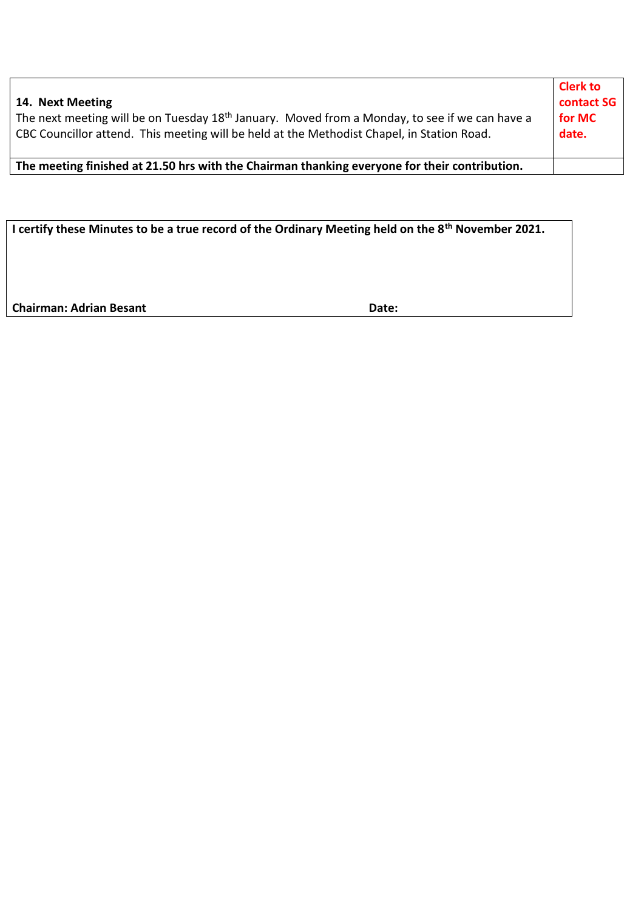| | |
|---|---|
| **14. Next Meeting**<br>The next meeting will be on Tuesday 18th January. Moved from a Monday, to see if we can have a CBC Councillor attend. This meeting will be held at the Methodist Chapel, in Station Road. | **Clerk to contact SG for MC date.** |
| **The meeting finished at 21.50 hrs with the Chairman thanking everyone for their contribution.** | |

| |
|---|
| **I certify these Minutes to be a true record of the Ordinary Meeting held on the 8th November 2021.**<br><br><br>**Chairman: Adrian Besant** &nbsp;&nbsp;&nbsp;&nbsp;&nbsp;&nbsp;&nbsp;&nbsp;&nbsp;&nbsp; **Date:** |